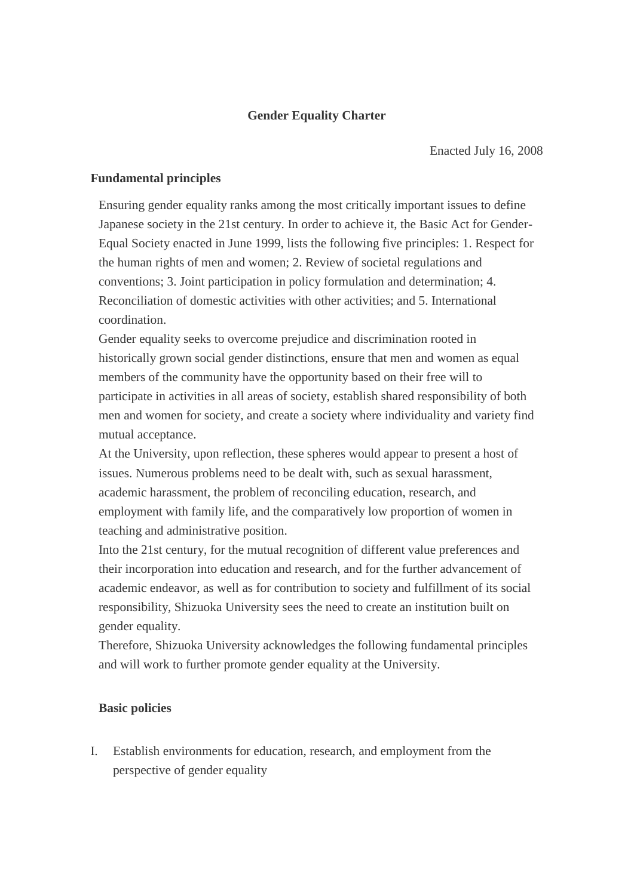# Gender Equality Charter

Enacted July 16, 2008

## Fundamental principles

Ensuring gender equality ranks among the most critically important issues to define Japanese society in the 21st century. In order to achieve it, the Basic Act for Gender-Equal Society enacted in June 1999, lists the following five principles: 1. Respect for the human rights of men and women; 2. Review of societal regulations and conventions; 3. Joint participation in policy formulation and determination; 4. Reconciliation of domestic activities with other activities; and 5. International coordination.

Gender equality seeks to overcome prejudice and discrimination rooted in historically grown social gender distinctions, ensure that men and women as equal members of the community have the opportunity based on their free will to participate in activities in all areas of society, establish shared responsibility of both men and women for society, and create a society where individuality and variety find mutual acceptance.

At the University, upon reflection, these spheres would appear to present a host of issues. Numerous problems need to be dealt with, such as sexual harassment, academic harassment, the problem of reconciling education, research, and employment with family life, and the comparatively low proportion of women in teaching and administrative position.

Into the 21st century, for the mutual recognition of different value preferences and their incorporation into education and research, and for the further advancement of academic endeavor, as well as for contribution to society and fulfillment of its social responsibility, Shizuoka University sees the need to create an institution built on gender equality.

Therefore, Shizuoka University acknowledges the following fundamental principles and will work to further promote gender equality at the University.

## Basic policies

I. Establish environments for education, research, and employment from the perspective of gender equality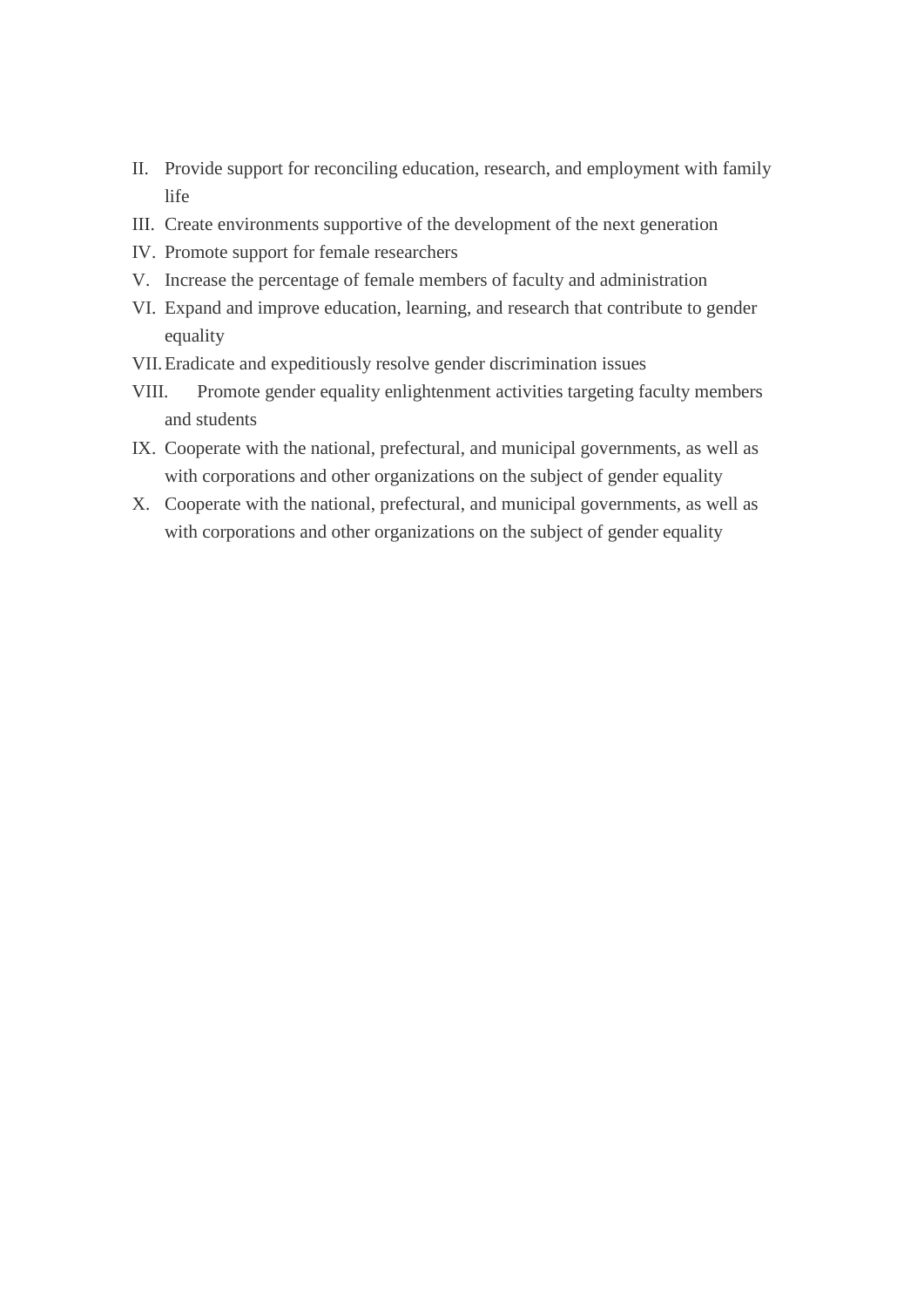II. Provide support for reconciling education, research, and employment with family life
III. Create environments supportive of the development of the next generation
IV. Promote support for female researchers
V. Increase the percentage of female members of faculty and administration
VI. Expand and improve education, learning, and research that contribute to gender equality
VII. Eradicate and expeditiously resolve gender discrimination issues
VIII. Promote gender equality enlightenment activities targeting faculty members and students
IX. Cooperate with the national, prefectural, and municipal governments, as well as with corporations and other organizations on the subject of gender equality
X. Cooperate with the national, prefectural, and municipal governments, as well as with corporations and other organizations on the subject of gender equality